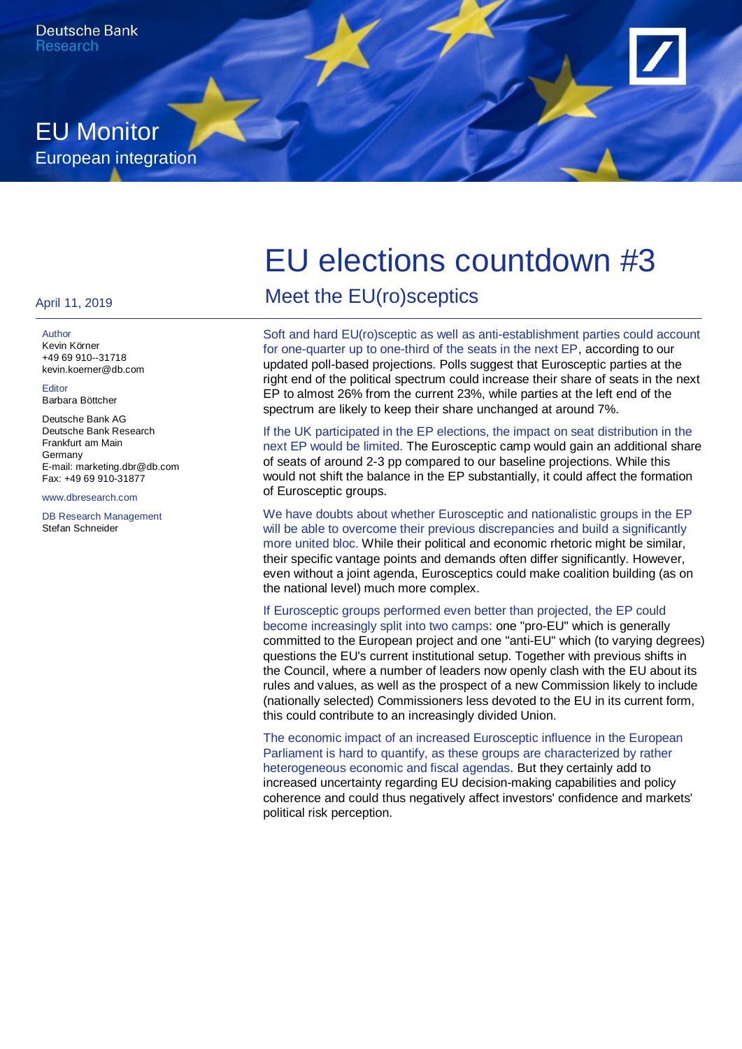Deutsche Bank
Research

EU Monitor
European integration

April 11, 2019

# EU elections countdown #3

## Meet the EU(ro)sceptics

Author
Kevin Körner
+49 69 910--31718
kevin.koerner@db.com

Editor
Barbara Böttcher

Deutsche Bank AG
Deutsche Bank Research
Frankfurt am Main
Germany
E-mail: marketing.dbr@db.com
Fax: +49 69 910-31877

www.dbresearch.com

DB Research Management
Stefan Schneider

Soft and hard EU(ro)sceptic as well as anti-establishment parties could account for one-quarter up to one-third of the seats in the next EP, according to our updated poll-based projections. Polls suggest that Eurosceptic parties at the right end of the political spectrum could increase their share of seats in the next EP to almost 26% from the current 23%, while parties at the left end of the spectrum are likely to keep their share unchanged at around 7%.

If the UK participated in the EP elections, the impact on seat distribution in the next EP would be limited. The Eurosceptic camp would gain an additional share of seats of around 2-3 pp compared to our baseline projections. While this would not shift the balance in the EP substantially, it could affect the formation of Eurosceptic groups.

We have doubts about whether Eurosceptic and nationalistic groups in the EP will be able to overcome their previous discrepancies and build a significantly more united bloc. While their political and economic rhetoric might be similar, their specific vantage points and demands often differ significantly. However, even without a joint agenda, Eurosceptics could make coalition building (as on the national level) much more complex.

If Eurosceptic groups performed even better than projected, the EP could become increasingly split into two camps: one "pro-EU" which is generally committed to the European project and one "anti-EU" which (to varying degrees) questions the EU's current institutional setup. Together with previous shifts in the Council, where a number of leaders now openly clash with the EU about its rules and values, as well as the prospect of a new Commission likely to include (nationally selected) Commissioners less devoted to the EU in its current form, this could contribute to an increasingly divided Union.

The economic impact of an increased Eurosceptic influence in the European Parliament is hard to quantify, as these groups are characterized by rather heterogeneous economic and fiscal agendas. But they certainly add to increased uncertainty regarding EU decision-making capabilities and policy coherence and could thus negatively affect investors' confidence and markets' political risk perception.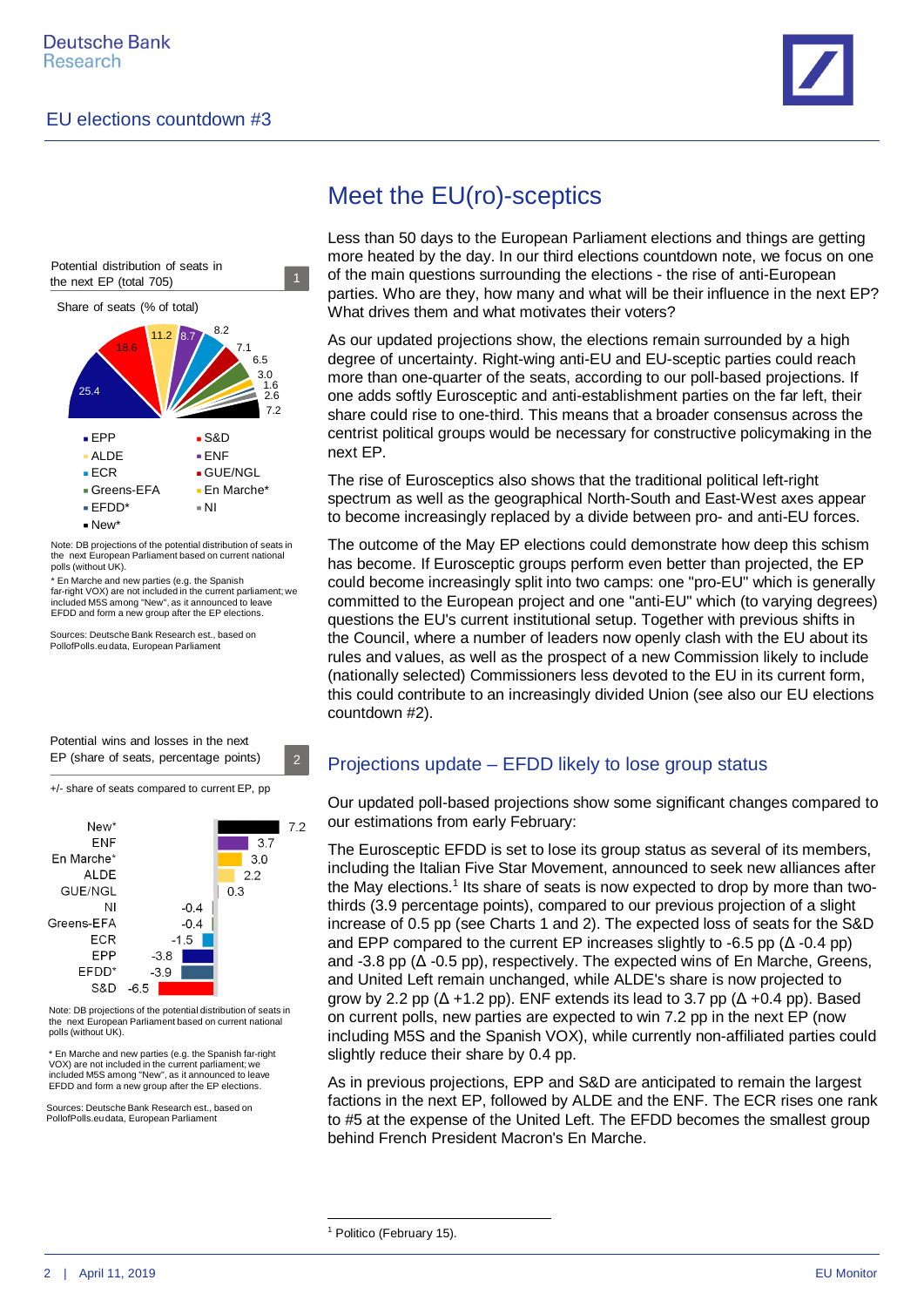# Meet the EU(ro)-sceptics

Potential distribution of seats in the next EP (total 705)

1

Share of seats (% of total)

25.4
18.6
11.2
8.7
8.2
7.1
6.5
3.0
1.6
2.6
7.2

EPP
S&D
ALDE
ENF
ECR
GUE/NGL
Greens-EFA
En Marche*
EFDD*
NI
New*

Note: DB projections of the potential distribution of seats in the next European Parliament based on current national polls (without UK).

* En Marche and new parties (e.g. the Spanish far-right VOX) are not included in the current parliament; we included M5S among "New", as it announced to leave EFDD and form a new group after the EP elections.

Sources: Deutsche Bank Research est., based on PollofPolls.eu data, European Parliament

Less than 50 days to the European Parliament elections and things are getting more heated by the day. In our third elections countdown note, we focus on one of the main questions surrounding the elections - the rise of anti-European parties. Who are they, how many and what will be their influence in the next EP? What drives them and what motivates their voters?

As our updated projections show, the elections remain surrounded by a high degree of uncertainty. Right-wing anti-EU and EU-sceptic parties could reach more than one-quarter of the seats, according to our poll-based projections. If one adds softly Eurosceptic and anti-establishment parties on the far left, their share could rise to one-third. This means that a broader consensus across the centrist political groups would be necessary for constructive policymaking in the next EP.

The rise of Eurosceptics also shows that the traditional political left-right spectrum as well as the geographical North-South and East-West axes appear to become increasingly replaced by a divide between pro- and anti-EU forces.

The outcome of the May EP elections could demonstrate how deep this schism has become. If Eurosceptic groups perform even better than projected, the EP could become increasingly split into two camps: one "pro-EU" which is generally committed to the European project and one "anti-EU" which (to varying degrees) questions the EU's current institutional setup. Together with previous shifts in the Council, where a number of leaders now openly clash with the EU about its rules and values, as well as the prospect of a new Commission likely to include (nationally selected) Commissioners less devoted to the EU in its current form, this could contribute to an increasingly divided Union (see also our EU elections countdown #2).

Potential wins and losses in the next EP (share of seats, percentage points)

2

+/- share of seats compared to current EP, pp

New* 7.2
ENF 3.7
En Marche* 3.0
ALDE 2.2
GUE/NGL 0.3
NI -0.4
Greens-EFA -0.4
ECR -1.5
EPP -3.8
EFDD* -3.9
S&D -6.5

Note: DB projections of the potential distribution of seats in the next European Parliament based on current national polls (without UK).

* En Marche and new parties (e.g. the Spanish far-right VOX) are not included in the current parliament; we included M5S among "New", as it announced to leave EFDD and form a new group after the EP elections.

Sources: Deutsche Bank Research est., based on PollofPolls.eu data, European Parliament

## Projections update – EFDD likely to lose group status

Our updated poll-based projections show some significant changes compared to our estimations from early February:

The Eurosceptic EFDD is set to lose its group status as several of its members, including the Italian Five Star Movement, announced to seek new alliances after the May elections.[1] Its share of seats is now expected to drop by more than two-thirds (3.9 percentage points), compared to our previous projection of a slight increase of 0.5 pp (see Charts 1 and 2). The expected loss of seats for the S&D and EPP compared to the current EP increases slightly to -6.5 pp (Δ -0.4 pp) and -3.8 pp (Δ -0.5 pp), respectively. The expected wins of En Marche, Greens, and United Left remain unchanged, while ALDE's share is now projected to grow by 2.2 pp (Δ +1.2 pp). ENF extends its lead to 3.7 pp (Δ +0.4 pp). Based on current polls, new parties are expected to win 7.2 pp in the next EP (now including M5S and the Spanish VOX), while currently non-affiliated parties could slightly reduce their share by 0.4 pp.

As in previous projections, EPP and S&D are anticipated to remain the largest factions in the next EP, followed by ALDE and the ENF. The ECR rises one rank to #5 at the expense of the United Left. The EFDD becomes the smallest group behind French President Macron's En Marche.

[1] Politico (February 15).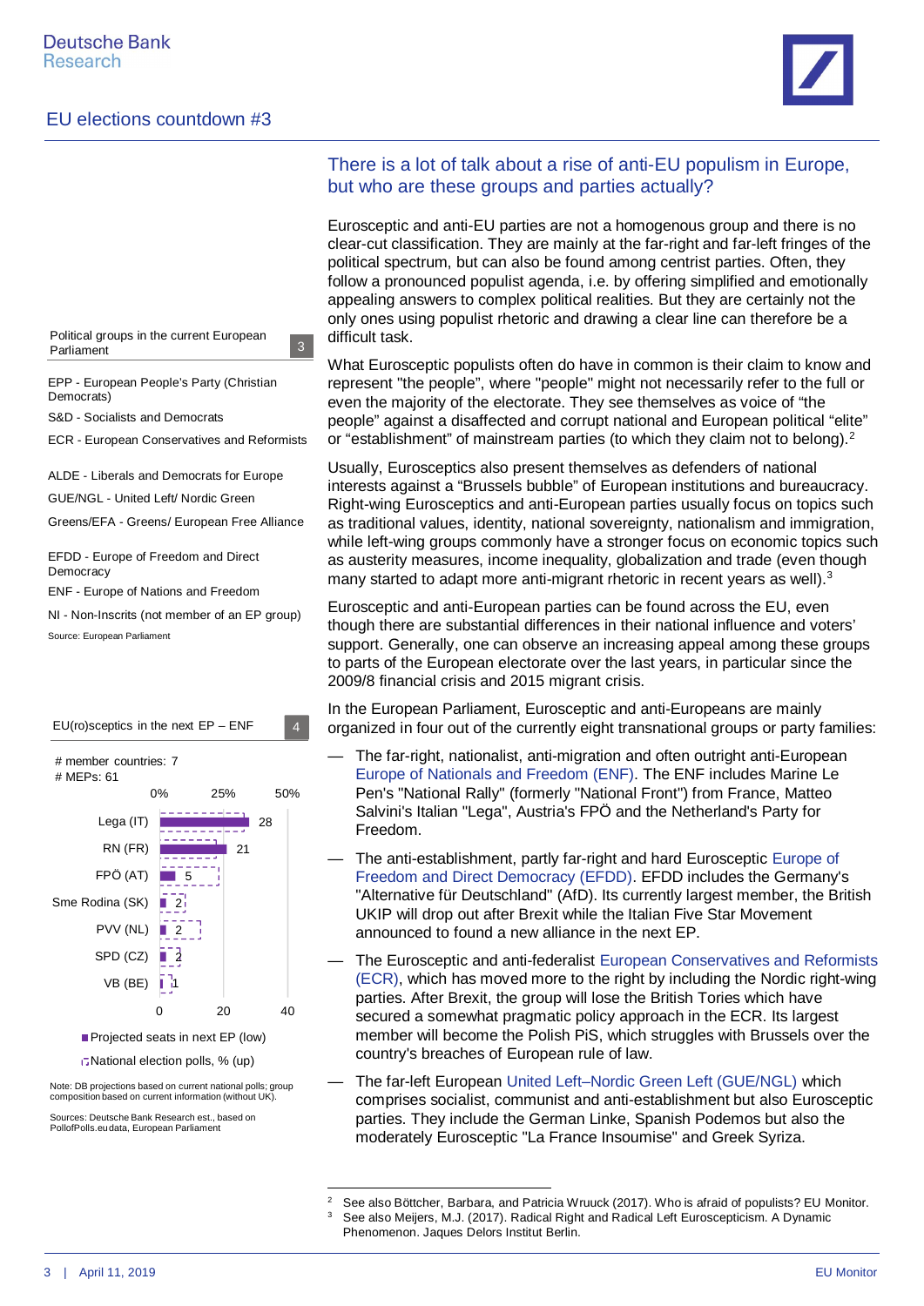## There is a lot of talk about a rise of anti-EU populism in Europe, but who are these groups and parties actually?

Eurosceptic and anti-EU parties are not a homogenous group and there is no clear-cut classification. They are mainly at the far-right and far-left fringes of the political spectrum, but can also be found among centrist parties. Often, they follow a pronounced populist agenda, i.e. by offering simplified and emotionally appealing answers to complex political realities. But they are certainly not the only ones using populist rhetoric and drawing a clear line can therefore be a difficult task.

What Eurosceptic populists often do have in common is their claim to know and represent "the people", where "people" might not necessarily refer to the full or even the majority of the electorate. They see themselves as voice of "the people" against a disaffected and corrupt national and European political "elite" or "establishment" of mainstream parties (to which they claim not to belong).[2]

Usually, Eurosceptics also present themselves as defenders of national interests against a "Brussels bubble" of European institutions and bureaucracy. Right-wing Eurosceptics and anti-European parties usually focus on topics such as traditional values, identity, national sovereignty, nationalism and immigration, while left-wing groups commonly have a stronger focus on economic topics such as austerity measures, income inequality, globalization and trade (even though many started to adapt more anti-migrant rhetoric in recent years as well).[3]

Eurosceptic and anti-European parties can be found across the EU, even though there are substantial differences in their national influence and voters' support. Generally, one can observe an increasing appeal among these groups to parts of the European electorate over the last years, in particular since the 2009/8 financial crisis and 2015 migrant crisis.

In the European Parliament, Eurosceptic and anti-Europeans are mainly organized in four out of the currently eight transnational groups or party families:

- The far-right, nationalist, anti-migration and often outright anti-European Europe of Nationals and Freedom (ENF). The ENF includes Marine Le Pen's "National Rally" (formerly "National Front") from France, Matteo Salvini's Italian "Lega", Austria's FPÖ and the Netherland's Party for Freedom.
- The anti-establishment, partly far-right and hard Eurosceptic Europe of Freedom and Direct Democracy (EFDD). EFDD includes the Germany's "Alternative für Deutschland" (AfD). Its currently largest member, the British UKIP will drop out after Brexit while the Italian Five Star Movement announced to found a new alliance in the next EP.
- The Eurosceptic and anti-federalist European Conservatives and Reformists (ECR), which has moved more to the right by including the Nordic right-wing parties. After Brexit, the group will lose the British Tories which have secured a somewhat pragmatic policy approach in the ECR. Its largest member will become the Polish PiS, which struggles with Brussels over the country's breaches of European rule of law.
- The far-left European United Left–Nordic Green Left (GUE/NGL) which comprises socialist, communist and anti-establishment but also Eurosceptic parties. They include the German Linke, Spanish Podemos but also the moderately Eurosceptic "La France Insoumise" and Greek Syriza.

**Political groups in the current European Parliament** 3

| | |
|---|---|
| EPP | European People's Party (Christian Democrats) |
| S&D | Socialists and Democrats |
| ECR | European Conservatives and Reformists |
| ALDE | Liberals and Democrats for Europe |
| GUE/NGL | United Left/ Nordic Green |
| Greens/EFA | Greens/ European Free Alliance |
| EFDD | Europe of Freedom and Direct Democracy |
| ENF | Europe of Nations and Freedom |
| NI | Non-Inscrits (not member of an EP group) |

Source: European Parliament

**EU(ro)sceptics in the next EP – ENF** 4

# member countries: 7
# MEPs: 61

0% 25% 50%

Lega (IT) 28
RN (FR) 21
FPÖ (AT) 5
Sme Rodina (SK) 2
PVV (NL) 2
SPD (CZ) 2
VB (BE) 1

0 20 40

Projected seats in next EP (low)
National election polls, % (up)

Note: DB projections based on current national polls; group composition based on current information (without UK).

Sources: Deutsche Bank Research est., based on PollofPolls.eu data, European Parliament

---

[2] See also Böttcher, Barbara, and Patricia Wruuck (2017). Who is afraid of populists? EU Monitor.
[3] See also Meijers, M.J. (2017). Radical Right and Radical Left Euroscepticism. A Dynamic Phenomenon. Jaques Delors Institut Berlin.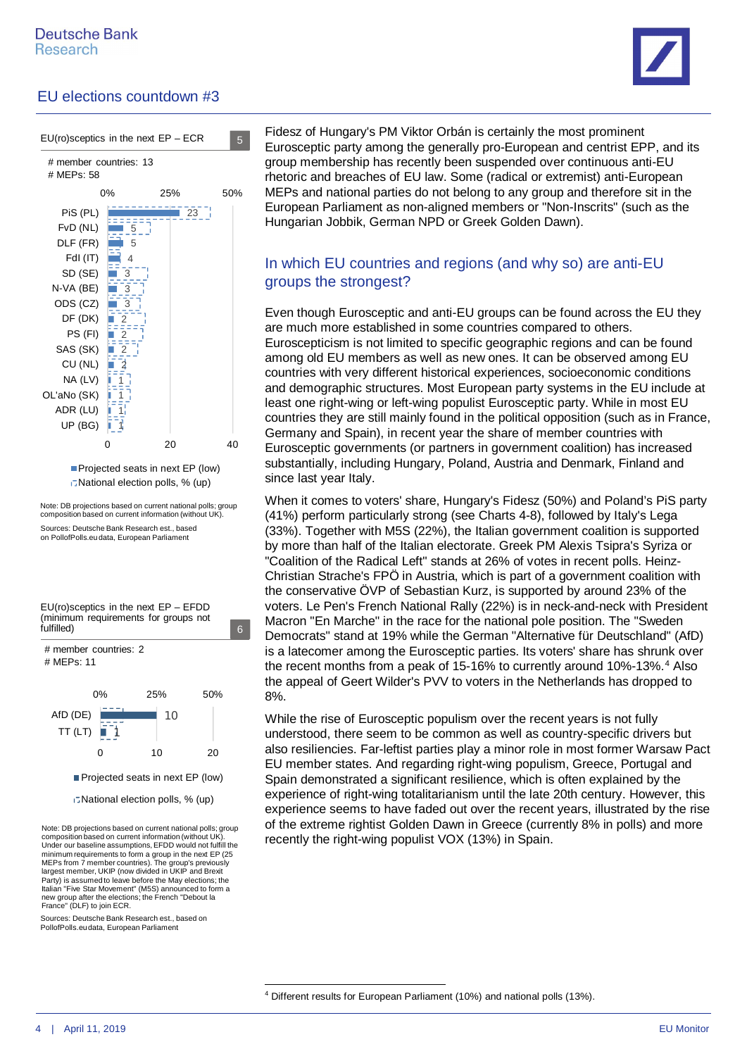EU elections countdown #3

EU(ro)sceptics in the next EP – ECR

5

# member countries: 13
# MEPs: 58

0% 25% 50%

PiS (PL) 23
FvD (NL) 5
DLF (FR) 5
FdI (IT) 4
SD (SE) 3
N-VA (BE) 3
ODS (CZ) 3
DF (DK) 2
PS (FI) 2
SAS (SK) 2
CU (NL) 2
NA (LV) 1
OL'aNo (SK) 1
ADR (LU) 1
UP (BG) 1

0 20 40

Projected seats in next EP (low)
National election polls, % (up)

Note: DB projections based on current national polls; group composition based on current information (without UK).

Sources: Deutsche Bank Research est., based on PollofPolls.eu data, European Parliament

EU(ro)sceptics in the next EP – EFDD (minimum requirements for groups not fulfilled)

6

# member countries: 2
# MEPs: 11

0% 25% 50%

AfD (DE) 10
TT (LT) 1

0 10 20

Projected seats in next EP (low)

National election polls, % (up)

Note: DB projections based on current national polls; group composition based on current information (without UK). Under our baseline assumptions, EFDD would not fulfill the minimum requirements to form a group in the next EP (25 MEPs from 7 member countries). The group's previously largest member, UKIP (now divided in UKIP and Brexit Party) is assumed to leave before the May elections; the Italian "Five Star Movement" (M5S) announced to form a new group after the elections; the French "Debout la France" (DLF) to join ECR.

Sources: Deutsche Bank Research est., based on PollofPolls.eu data, European Parliament

Fidesz of Hungary's PM Viktor Orbán is certainly the most prominent Eurosceptic party among the generally pro-European and centrist EPP, and its group membership has recently been suspended over continuous anti-EU rhetoric and breaches of EU law. Some (radical or extremist) anti-European MEPs and national parties do not belong to any group and therefore sit in the European Parliament as non-aligned members or "Non-Inscrits" (such as the Hungarian Jobbik, German NPD or Greek Golden Dawn).

## In which EU countries and regions (and why so) are anti-EU groups the strongest?

Even though Eurosceptic and anti-EU groups can be found across the EU they are much more established in some countries compared to others. Euroscepticism is not limited to specific geographic regions and can be found among old EU members as well as new ones. It can be observed among EU countries with very different historical experiences, socioeconomic conditions and demographic structures. Most European party systems in the EU include at least one right-wing or left-wing populist Eurosceptic party. While in most EU countries they are still mainly found in the political opposition (such as in France, Germany and Spain), in recent year the share of member countries with Eurosceptic governments (or partners in government coalition) has increased substantially, including Hungary, Poland, Austria and Denmark, Finland and since last year Italy.

When it comes to voters' share, Hungary's Fidesz (50%) and Poland's PiS party (41%) perform particularly strong (see Charts 4-8), followed by Italy's Lega (33%). Together with M5S (22%), the Italian government coalition is supported by more than half of the Italian electorate. Greek PM Alexis Tsipra's Syriza or "Coalition of the Radical Left" stands at 26% of votes in recent polls. Heinz-Christian Strache's FPÖ in Austria, which is part of a government coalition with the conservative ÖVP of Sebastian Kurz, is supported by around 23% of the voters. Le Pen's French National Rally (22%) is in neck-and-neck with President Macron "En Marche" in the race for the national pole position. The "Sweden Democrats" stand at 19% while the German "Alternative für Deutschland" (AfD) is a latecomer among the Eurosceptic parties. Its voters' share has shrunk over the recent months from a peak of 15-16% to currently around 10%-13%.[4] Also the appeal of Geert Wilder's PVV to voters in the Netherlands has dropped to 8%.

While the rise of Eurosceptic populism over the recent years is not fully understood, there seem to be common as well as country-specific drivers but also resiliencies. Far-leftist parties play a minor role in most former Warsaw Pact EU member states. And regarding right-wing populism, Greece, Portugal and Spain demonstrated a significant resilience, which is often explained by the experience of right-wing totalitarianism until the late 20th century. However, this experience seems to have faded out over the recent years, illustrated by the rise of the extreme rightist Golden Dawn in Greece (currently 8% in polls) and more recently the right-wing populist VOX (13%) in Spain.

[4] Different results for European Parliament (10%) and national polls (13%).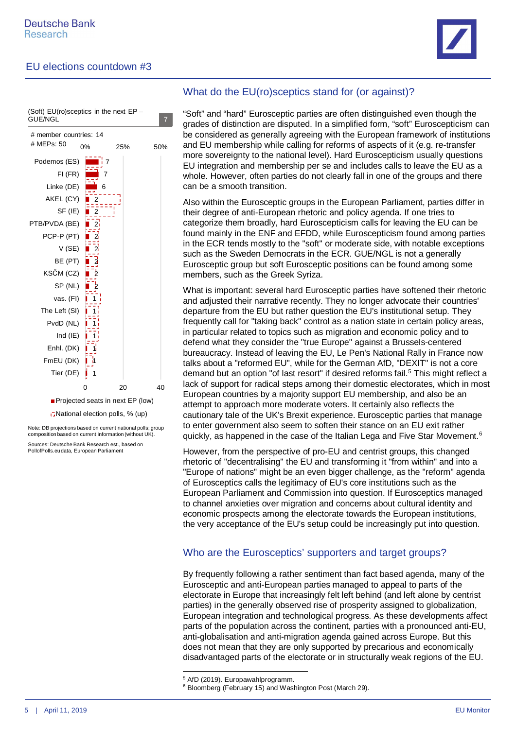## What do the EU(ro)sceptics stand for (or against)?

"Soft" and "hard" Eurosceptic parties are often distinguished even though the grades of distinction are disputed. In a simplified form, "soft" Euroscepticism can be considered as generally agreeing with the European framework of institutions and EU membership while calling for reforms of aspects of it (e.g. re-transfer more sovereignty to the national level). Hard Euroscepticism usually questions EU integration and membership per se and includes calls to leave the EU as a whole. However, often parties do not clearly fall in one of the groups and there can be a smooth transition.

Also within the Eurosceptic groups in the European Parliament, parties differ in their degree of anti-European rhetoric and policy agenda. If one tries to categorize them broadly, hard Euroscepticism calls for leaving the EU can be found mainly in the ENF and EFDD, while Euroscepticism found among parties in the ECR tends mostly to the "soft" or moderate side, with notable exceptions such as the Sweden Democrats in the ECR. GUE/NGL is not a generally Eurosceptic group but soft Eurosceptic positions can be found among some members, such as the Greek Syriza.

What is important: several hard Eurosceptic parties have softened their rhetoric and adjusted their narrative recently. They no longer advocate their countries' departure from the EU but rather question the EU's institutional setup. They frequently call for "taking back" control as a nation state in certain policy areas, in particular related to topics such as migration and economic policy and to defend what they consider the "true Europe" against a Brussels-centered bureaucracy. Instead of leaving the EU, Le Pen's National Rally in France now talks about a "reformed EU", while for the German AfD, "DEXIT" is not a core demand but an option "of last resort" if desired reforms fail.[5] This might reflect a lack of support for radical steps among their domestic electorates, which in most European countries by a majority support EU membership, and also be an attempt to approach more moderate voters. It certainly also reflects the cautionary tale of the UK's Brexit experience. Eurosceptic parties that manage to enter government also seem to soften their stance on an EU exit rather quickly, as happened in the case of the Italian Lega and Five Star Movement.[6]

However, from the perspective of pro-EU and centrist groups, this changed rhetoric of "decentralising" the EU and transforming it "from within" and into a "Europe of nations" might be an even bigger challenge, as the "reform" agenda of Eurosceptics calls the legitimacy of EU's core institutions such as the European Parliament and Commission into question. If Eurosceptics managed to channel anxieties over migration and concerns about cultural identity and economic prospects among the electorate towards the European institutions, the very acceptance of the EU's setup could be increasingly put into question.

(Soft) EU(ro)sceptics in the next EP – GUE/NGL 7

# member countries: 14
# MEPs: 50

0% 25% 50%

Podemos (ES) 7
FI (FR) 7
Linke (DE) 6
AKEL (CY) 2
SF (IE) 2
PTB/PVDA (BE) 2
PCP-P (PT) 2
V (SE) 2
BE (PT) 2
KSČM (CZ) 2
SP (NL) 2
vas. (FI) 1
The Left (SI) 1
PvdD (NL) 1
Ind (IE) 1
Enhl. (DK) 1
FmEU (DK) 1
Tier (DE) 1

0 20 40

Projected seats in next EP (low)
National election polls, % (up)

Note: DB projections based on current national polls; group composition based on current information (without UK).

Sources: Deutsche Bank Research est., based on PollofPolls.eu data, European Parliament

## Who are the Eurosceptics' supporters and target groups?

By frequently following a rather sentiment than fact based agenda, many of the Eurosceptic and anti-European parties managed to appeal to parts of the electorate in Europe that increasingly felt left behind (and left alone by centrist parties) in the generally observed rise of prosperity assigned to globalization, European integration and technological progress. As these developments affect parts of the population across the continent, parties with a pronounced anti-EU, anti-globalisation and anti-migration agenda gained across Europe. But this does not mean that they are only supported by precarious and economically disadvantaged parts of the electorate or in structurally weak regions of the EU.

[5] AfD (2019). Europawahlprogramm.
[6] Bloomberg (February 15) and Washington Post (March 29).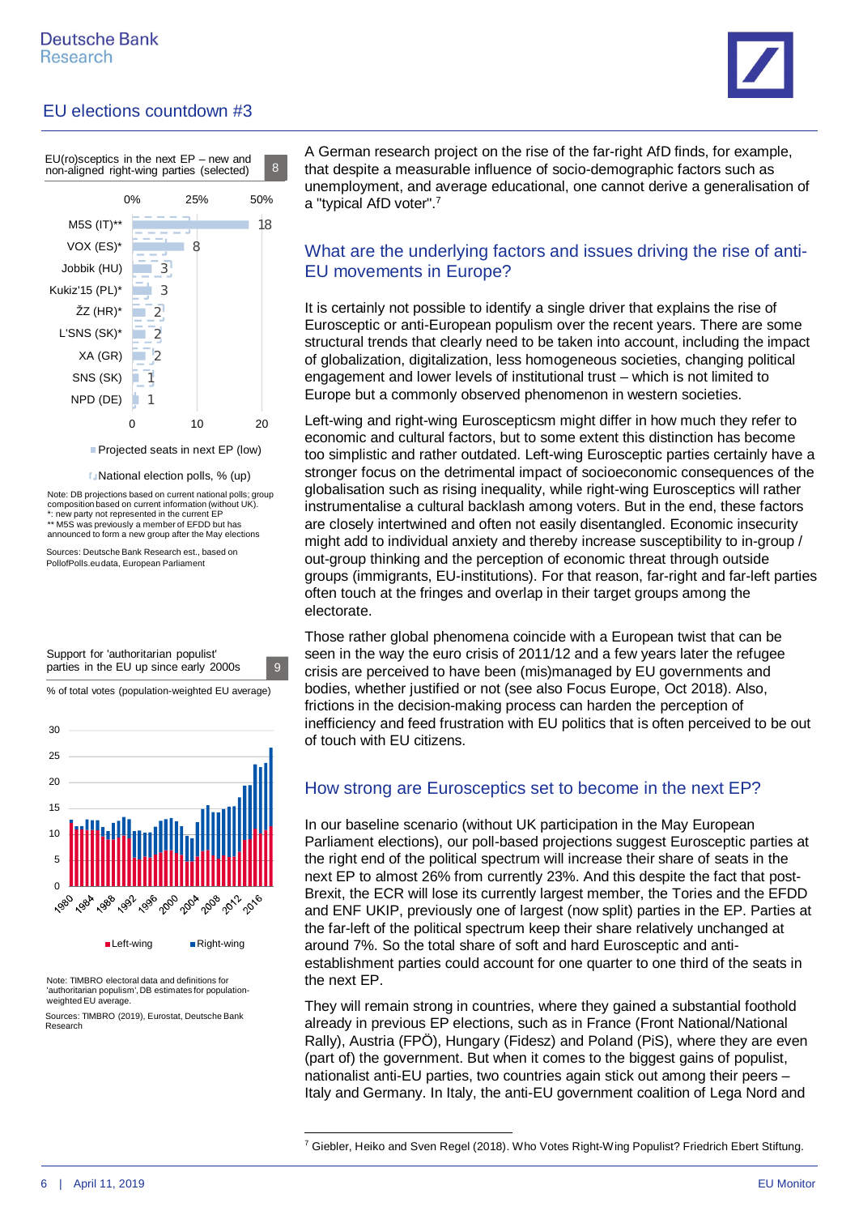EU(ro)sceptics in the next EP – new and non-aligned right-wing parties (selected) 8

0% 25% 50%

M5S (IT)** 18
VOX (ES)* 8
Jobbik (HU) 3
Kukiz'15 (PL)* 3
ŽZ (HR)* 2
L'SNS (SK)* 2
XA (GR) 2
SNS (SK) 1
NPD (DE) 1

0 10 20

Projected seats in next EP (low)

National election polls, % (up)

Note: DB projections based on current national polls; group composition based on current information (without UK).
*: new party not represented in the current EP
** M5S was previously a member of EFDD but has announced to form a new group after the May elections

Sources: Deutsche Bank Research est., based on PollofPolls.eu data, European Parliament

Support for 'authoritarian populist' parties in the EU up since early 2000s 9

% of total votes (population-weighted EU average)

30
25
20
15
10
5
0
1980 1984 1988 1992 1996 2000 2004 2008 2012 2016

Left-wing Right-wing

Note: TIMBRO electoral data and definitions for 'authoritarian populism', DB estimates for population-weighted EU average.

Sources: TIMBRO (2019), Eurostat, Deutsche Bank Research

A German research project on the rise of the far-right AfD finds, for example, that despite a measurable influence of socio-demographic factors such as unemployment, and average educational, one cannot derive a generalisation of a "typical AfD voter".[7]

## What are the underlying factors and issues driving the rise of anti-EU movements in Europe?

It is certainly not possible to identify a single driver that explains the rise of Eurosceptic or anti-European populism over the recent years. There are some structural trends that clearly need to be taken into account, including the impact of globalization, digitalization, less homogeneous societies, changing political engagement and lower levels of institutional trust – which is not limited to Europe but a commonly observed phenomenon in western societies.

Left-wing and right-wing Euroscepticsm might differ in how much they refer to economic and cultural factors, but to some extent this distinction has become too simplistic and rather outdated. Left-wing Eurosceptic parties certainly have a stronger focus on the detrimental impact of socioeconomic consequences of the globalisation such as rising inequality, while right-wing Eurosceptics will rather instrumentalise a cultural backlash among voters. But in the end, these factors are closely intertwined and often not easily disentangled. Economic insecurity might add to individual anxiety and thereby increase susceptibility to in-group / out-group thinking and the perception of economic threat through outside groups (immigrants, EU-institutions). For that reason, far-right and far-left parties often touch at the fringes and overlap in their target groups among the electorate.

Those rather global phenomena coincide with a European twist that can be seen in the way the euro crisis of 2011/12 and a few years later the refugee crisis are perceived to have been (mis)managed by EU governments and bodies, whether justified or not (see also Focus Europe, Oct 2018). Also, frictions in the decision-making process can harden the perception of inefficiency and feed frustration with EU politics that is often perceived to be out of touch with EU citizens.

## How strong are Euroscepts set to become in the next EP?

In our baseline scenario (without UK participation in the May European Parliament elections), our poll-based projections suggest Eurosceptic parties at the right end of the political spectrum will increase their share of seats in the next EP to almost 26% from currently 23%. And this despite the fact that post-Brexit, the ECR will lose its currently largest member, the Tories and the EFDD and ENF UKIP, previously one of largest (now split) parties in the EP. Parties at the far-left of the political spectrum keep their share relatively unchanged at around 7%. So the total share of soft and hard Eurosceptic and anti-establishment parties could account for one quarter to one third of the seats in the next EP.

They will remain strong in countries, where they gained a substantial foothold already in previous EP elections, such as in France (Front National/National Rally), Austria (FPÖ), Hungary (Fidesz) and Poland (PiS), where they are even (part of) the government. But when it comes to the biggest gains of populist, nationalist anti-EU parties, two countries again stick out among their peers – Italy and Germany. In Italy, the anti-EU government coalition of Lega Nord and

[7] Giebler, Heiko and Sven Regel (2018). Who Votes Right-Wing Populist? Friedrich Ebert Stiftung.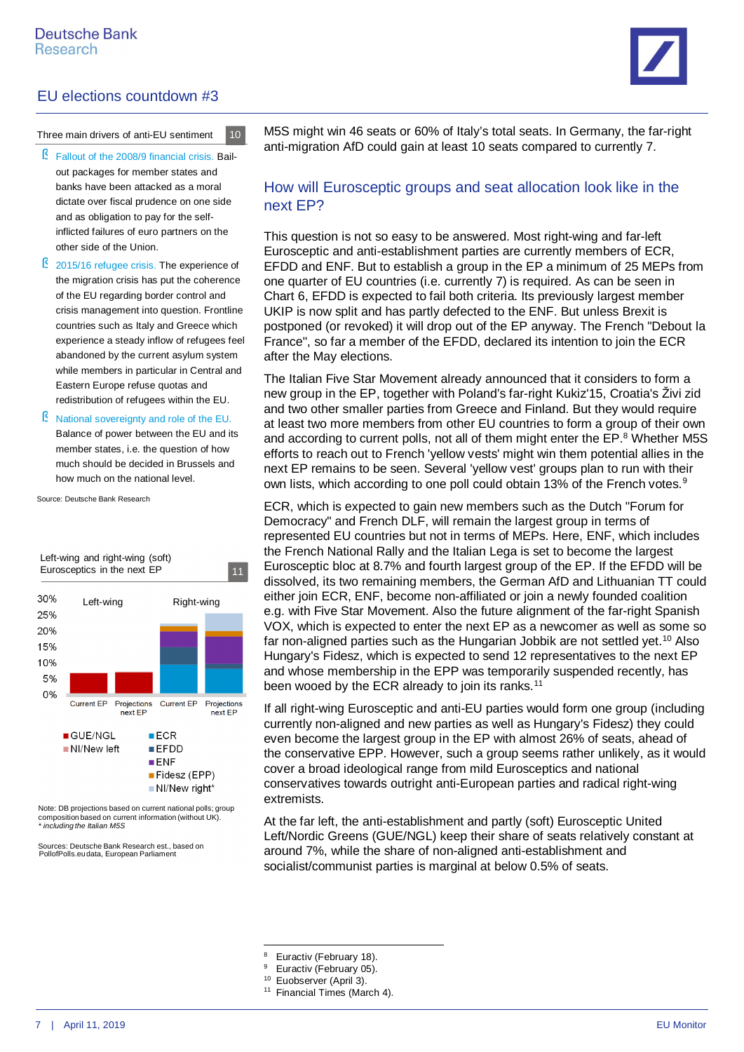Three main drivers of anti-EU sentiment 10

- Fallout of the 2008/9 financial crisis. Bail-out packages for member states and banks have been attacked as a moral dictate over fiscal prudence on one side and as obligation to pay for the self-inflicted failures of euro partners on the other side of the Union.
- 2015/16 refugee crisis. The experience of the migration crisis has put the coherence of the EU regarding border control and crisis management into question. Frontline countries such as Italy and Greece which experience a steady inflow of refugees feel abandoned by the current asylum system while members in particular in Central and Eastern Europe refuse quotas and redistribution of refugees within the EU.
- National sovereignty and role of the EU. Balance of power between the EU and its member states, i.e. the question of how much should be decided in Brussels and how much on the national level.

Source: Deutsche Bank Research

Left-wing and right-wing (soft) Eurosceptics in the next EP 11

Left-wing: Current EP, Projections next EP; Right-wing: Current EP, Projections next EP

0%–30%

■ GUE/NGL ■ NI/New left ■ ECR ■ EFDD ■ ENF ■ Fidesz (EPP) ■ NI/New right*

Note: DB projections based on current national polls; group composition based on current information (without UK).
*\* including the Italian M5S*

Sources: Deutsche Bank Research est., based on PollofPolls.eu data, European Parliament

M5S might win 46 seats or 60% of Italy's total seats. In Germany, the far-right anti-migration AfD could gain at least 10 seats compared to currently 7.

## How will Eurosceptic groups and seat allocation look like in the next EP?

This question is not so easy to be answered. Most right-wing and far-left Eurosceptic and anti-establishment parties are currently members of ECR, EFDD and ENF. But to establish a group in the EP a minimum of 25 MEPs from one quarter of EU countries (i.e. currently 7) is required. As can be seen in Chart 6, EFDD is expected to fail both criteria. Its previously largest member UKIP is now split and has partly defected to the ENF. But unless Brexit is postponed (or revoked) it will drop out of the EP anyway. The French "Debout la France", so far a member of the EFDD, declared its intention to join the ECR after the May elections.

The Italian Five Star Movement already announced that it considers to form a new group in the EP, together with Poland's far-right Kukiz'15, Croatia's Živi zid and two other smaller parties from Greece and Finland. But they would require at least two more members from other EU countries to form a group of their own and according to current polls, not all of them might enter the EP.[8] Whether M5S efforts to reach out to French 'yellow vests' might win them potential allies in the next EP remains to be seen. Several 'yellow vest' groups plan to run with their own lists, which according to one poll could obtain 13% of the French votes.[9]

ECR, which is expected to gain new members such as the Dutch "Forum for Democracy" and French DLF, will remain the largest group in terms of represented EU countries but not in terms of MEPs. Here, ENF, which includes the French National Rally and the Italian Lega is set to become the largest Eurosceptic bloc at 8.7% and fourth largest group of the EP. If the EFDD will be dissolved, its two remaining members, the German AfD and Lithuanian TT could either join ECR, ENF, become non-affiliated or join a newly founded coalition e.g. with Five Star Movement. Also the future alignment of the far-right Spanish VOX, which is expected to enter the next EP as a newcomer as well as some so far non-aligned parties such as the Hungarian Jobbik are not settled yet.[10] Also Hungary's Fidesz, which is expected to send 12 representatives to the next EP and whose membership in the EPP was temporarily suspended recently, has been wooed by the ECR already to join its ranks.[11]

If all right-wing Eurosceptic and anti-EU parties would form one group (including currently non-aligned and new parties as well as Hungary's Fidesz) they could even become the largest group in the EP with almost 26% of seats, ahead of the conservative EPP. However, such a group seems rather unlikely, as it would cover a broad ideological range from mild Eurosceptics and national conservatives towards outright anti-European parties and radical right-wing extremists.

At the far left, the anti-establishment and partly (soft) Eurosceptic United Left/Nordic Greens (GUE/NGL) keep their share of seats relatively constant at around 7%, while the share of non-aligned anti-establishment and socialist/communist parties is marginal at below 0.5% of seats.

---

[8] Euractiv (February 18).
[9] Euractiv (February 05).
[10] Euobserver (April 3).
[11] Financial Times (March 4).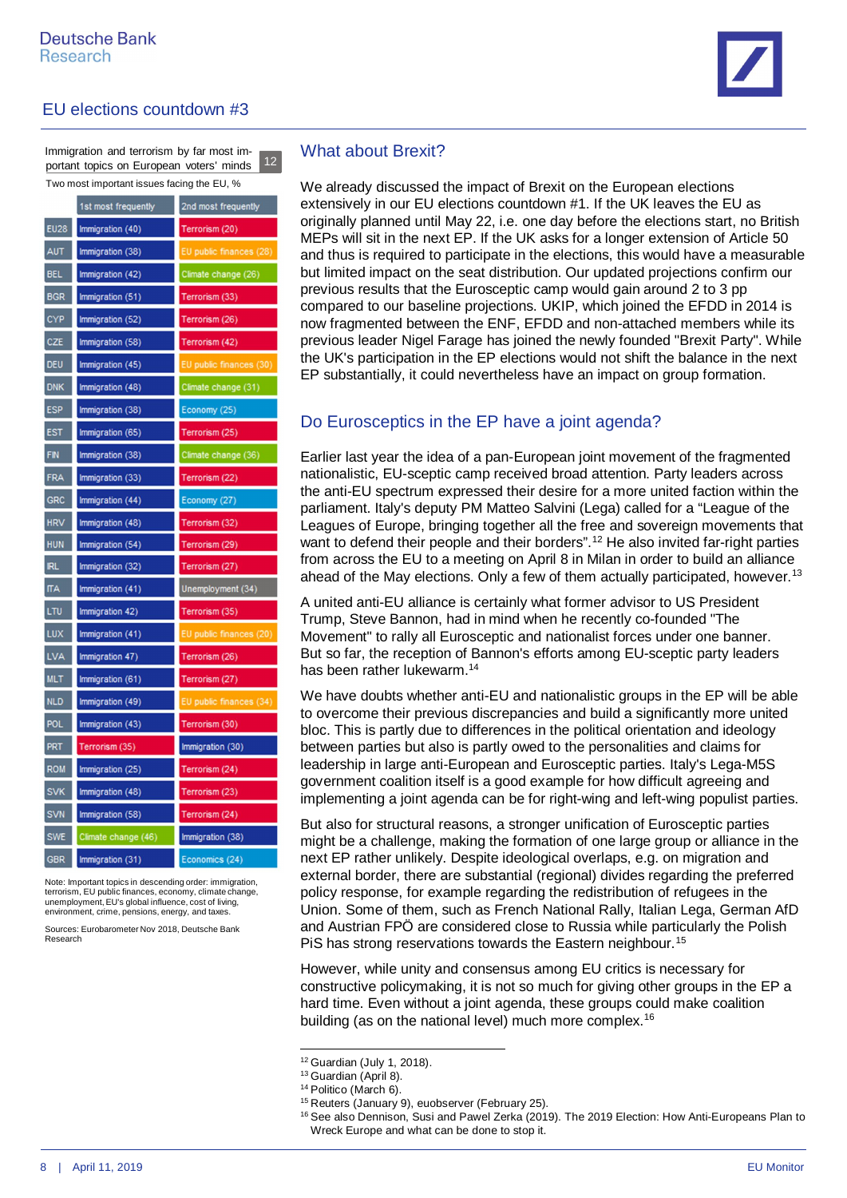## EU elections countdown #3

Immigration and terrorism by far most important topics on European voters' minds 12

Two most important issues facing the EU, %

| | 1st most frequently | 2nd most frequently |
|---|---|---|
| EU28 | Immigration (40) | Terrorism (20) |
| AUT | Immigration (38) | EU public finances (28) |
| BEL | Immigration (42) | Climate change (26) |
| BGR | Immigration (51) | Terrorism (33) |
| CYP | Immigration (52) | Terrorism (26) |
| CZE | Immigration (58) | Terrorism (42) |
| DEU | Immigration (45) | EU public finances (30) |
| DNK | Immigration (48) | Climate change (31) |
| ESP | Immigration (38) | Economy (25) |
| EST | Immigration (65) | Terrorism (25) |
| FIN | Immigration (38) | Climate change (36) |
| FRA | Immigration (33) | Terrorism (22) |
| GRC | Immigration (44) | Economy (27) |
| HRV | Immigration (48) | Terrorism (32) |
| HUN | Immigration (54) | Terrorism (29) |
| IRL | Immigration (32) | Terrorism (27) |
| ITA | Immigration (41) | Unemployment (34) |
| LTU | Immigration 42) | Terrorism (35) |
| LUX | Immigration (41) | EU public finances (20) |
| LVA | Immigration 47) | Terrorism (26) |
| MLT | Immigration (61) | Terrorism (27) |
| NLD | Immigration (49) | EU public finances (34) |
| POL | Immigration (43) | Terrorism (30) |
| PRT | Terrorism (35) | Immigration (30) |
| ROM | Immigration (25) | Terrorism (24) |
| SVK | Immigration (48) | Terrorism (23) |
| SVN | Immigration (58) | Terrorism (24) |
| SWE | Climate change (46) | Immigration (38) |
| GBR | Immigration (31) | Economics (24) |

Note: Important topics in descending order: immigration, terrorism, EU public finances, economy, climate change, unemployment, EU's global influence, cost of living, environment, crime, pensions, energy, and taxes.

Sources: Eurobarometer Nov 2018, Deutsche Bank Research

### What about Brexit?

We already discussed the impact of Brexit on the European elections extensively in our EU elections countdown #1. If the UK leaves the EU as originally planned until May 22, i.e. one day before the elections start, no British MEPs will sit in the next EP. If the UK asks for a longer extension of Article 50 and thus is required to participate in the elections, this would have a measurable but limited impact on the seat distribution. Our updated projections confirm our previous results that the Eurosceptic camp would gain around 2 to 3 pp compared to our baseline projections. UKIP, which joined the EFDD in 2014 is now fragmented between the ENF, EFDD and non-attached members while its previous leader Nigel Farage has joined the newly founded "Brexit Party". While the UK's participation in the EP elections would not shift the balance in the next EP substantially, it could nevertheless have an impact on group formation.

### Do Euroscepics in the EP have a joint agenda?

Earlier last year the idea of a pan-European joint movement of the fragmented nationalistic, EU-sceptic camp received broad attention. Party leaders across the anti-EU spectrum expressed their desire for a more united faction within the parliament. Italy's deputy PM Matteo Salvini (Lega) called for a "League of the Leagues of Europe, bringing together all the free and sovereign movements that want to defend their people and their borders".[12] He also invited far-right parties from across the EU to a meeting on April 8 in Milan in order to build an alliance ahead of the May elections. Only a few of them actually participated, however.[13]

A united anti-EU alliance is certainly what former advisor to US President Trump, Steve Bannon, had in mind when he recently co-founded "The Movement" to rally all Eurosceptic and nationalist forces under one banner. But so far, the reception of Bannon's efforts among EU-sceptic party leaders has been rather lukewarm.[14]

We have doubts whether anti-EU and nationalistic groups in the EP will be able to overcome their previous discrepancies and build a significantly more united bloc. This is partly due to differences in the political orientation and ideology between parties but also is partly owed to the personalities and claims for leadership in large anti-European and Eurosceptic parties. Italy's Lega-M5S government coalition itself is a good example for how difficult agreeing and implementing a joint agenda can be for right-wing and left-wing populist parties.

But also for structural reasons, a stronger unification of Eurosceptic parties might be a challenge, making the formation of one large group or alliance in the next EP rather unlikely. Despite ideological overlaps, e.g. on migration and external border, there are substantial (regional) divides regarding the preferred policy response, for example regarding the redistribution of refugees in the Union. Some of them, such as French National Rally, Italian Lega, German AfD and Austrian FPÖ are considered close to Russia while particularly the Polish PiS has strong reservations towards the Eastern neighbour.[15]

However, while unity and consensus among EU critics is necessary for constructive policymaking, it is not so much for giving other groups in the EP a hard time. Even without a joint agenda, these groups could make coalition building (as on the national level) much more complex.[16]

[12] Guardian (July 1, 2018).
[13] Guardian (April 8).
[14] Politico (March 6).
[15] Reuters (January 9), euobserver (February 25).
[16] See also Dennison, Susi and Pawel Zerka (2019). The 2019 Election: How Anti-Europeans Plan to Wreck Europe and what can be done to stop it.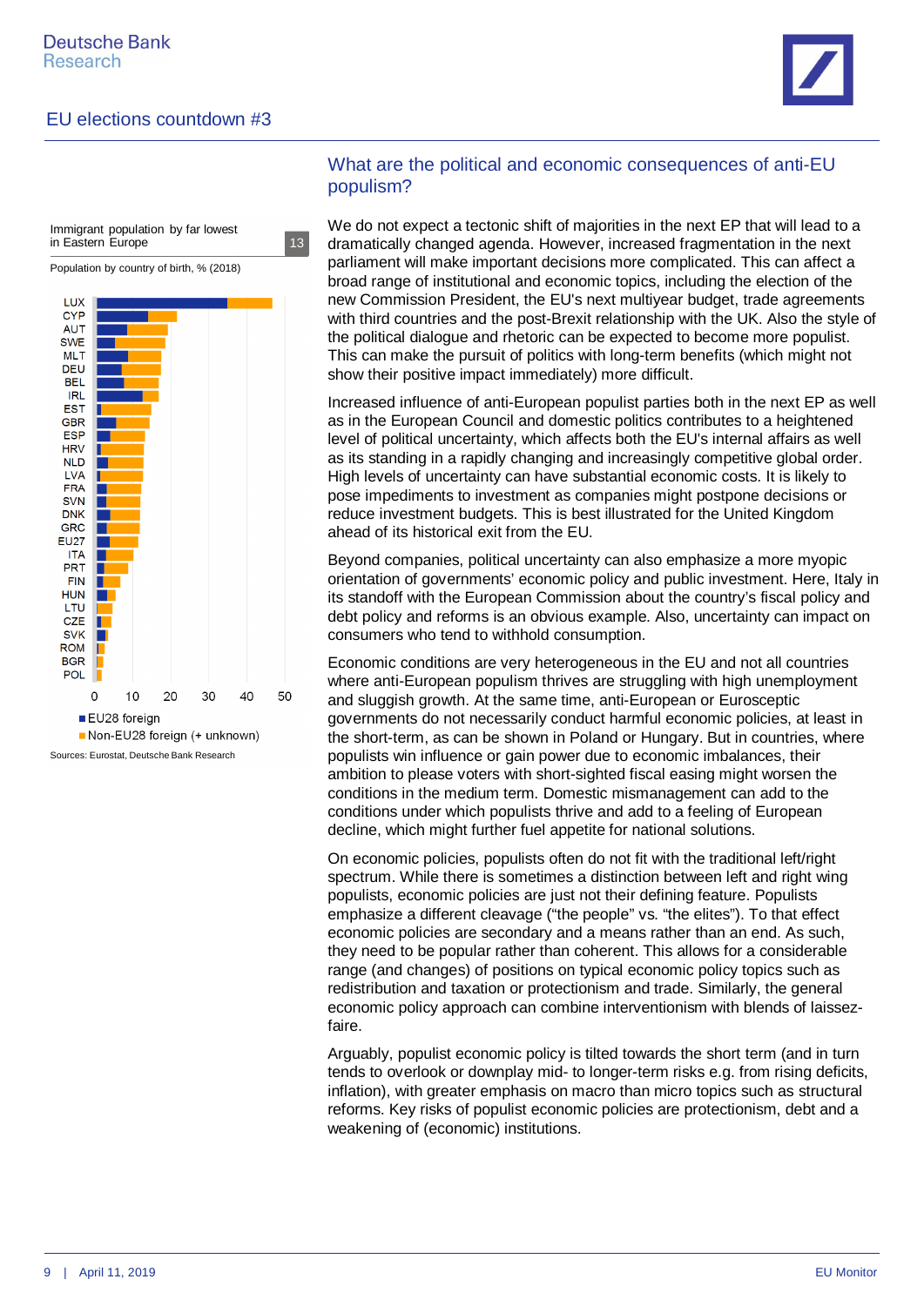## What are the political and economic consequences of anti-EU populism?

Immigrant population by far lowest in Eastern Europe 13

Population by country of birth, % (2018)

LUX
CYP
AUT
SWE
MLT
DEU
BEL
IRL
EST
GBR
ESP
HRV
NLD
LVA
FRA
SVN
DNK
GRC
EU27
ITA
PRT
FIN
HUN
LTU
CZE
SVK
ROM
BGR
POL

0 10 20 30 40 50

EU28 foreign
Non-EU28 foreign (+ unknown)

Sources: Eurostat, Deutsche Bank Research

We do not expect a tectonic shift of majorities in the next EP that will lead to a dramatically changed agenda. However, increased fragmentation in the next parliament will make important decisions more complicated. This can affect a broad range of institutional and economic topics, including the election of the new Commission President, the EU's next multiyear budget, trade agreements with third countries and the post-Brexit relationship with the UK. Also the style of the political dialogue and rhetoric can be expected to become more populist. This can make the pursuit of politics with long-term benefits (which might not show their positive impact immediately) more difficult.

Increased influence of anti-European populist parties both in the next EP as well as in the European Council and domestic politics contributes to a heightened level of political uncertainty, which affects both the EU's internal affairs as well as its standing in a rapidly changing and increasingly competitive global order. High levels of uncertainty can have substantial economic costs. It is likely to pose impediments to investment as companies might postpone decisions or reduce investment budgets. This is best illustrated for the United Kingdom ahead of its historical exit from the EU.

Beyond companies, political uncertainty can also emphasize a more myopic orientation of governments' economic policy and public investment. Here, Italy in its standoff with the European Commission about the country's fiscal policy and debt policy and reforms is an obvious example. Also, uncertainty can impact on consumers who tend to withhold consumption.

Economic conditions are very heterogeneous in the EU and not all countries where anti-European populism thrives are struggling with high unemployment and sluggish growth. At the same time, anti-European or Eurosceptic governments do not necessarily conduct harmful economic policies, at least in the short-term, as can be shown in Poland or Hungary. But in countries, where populists win influence or gain power due to economic imbalances, their ambition to please voters with short-sighted fiscal easing might worsen the conditions in the medium term. Domestic mismanagement can add to the conditions under which populists thrive and add to a feeling of European decline, which might further fuel appetite for national solutions.

On economic policies, populists often do not fit with the traditional left/right spectrum. While there is sometimes a distinction between left and right wing populists, economic policies are just not their defining feature. Populists emphasize a different cleavage ("the people" vs. "the elites"). To that effect economic policies are secondary and a means rather than an end. As such, they need to be popular rather than coherent. This allows for a considerable range (and changes) of positions on typical economic policy topics such as redistribution and taxation or protectionism and trade. Similarly, the general economic policy approach can combine interventionism with blends of laissez-faire.

Arguably, populist economic policy is tilted towards the short term (and in turn tends to overlook or downplay mid- to longer-term risks e.g. from rising deficits, inflation), with greater emphasis on macro than micro topics such as structural reforms. Key risks of populist economic policies are protectionism, debt and a weakening of (economic) institutions.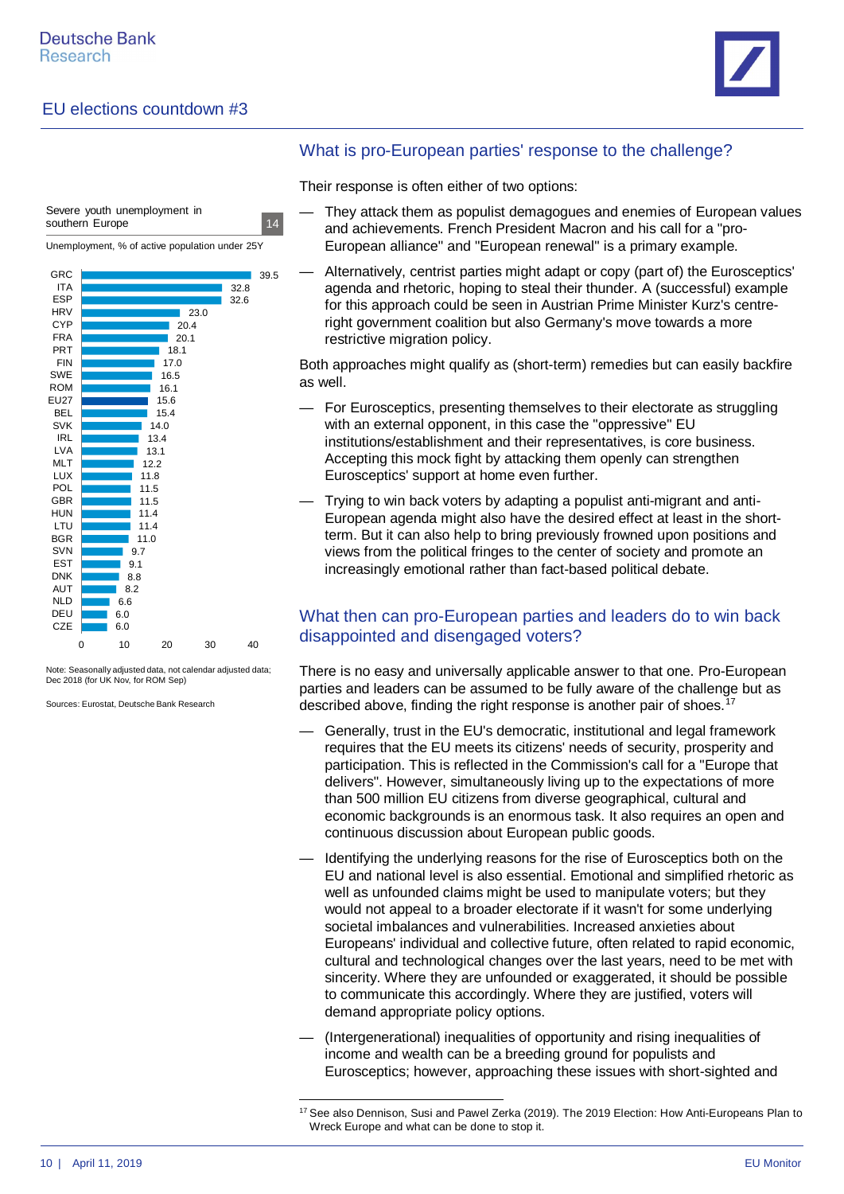Severe youth unemployment in southern Europe

14

Unemployment, % of active population under 25Y

GRC 39.5
ITA 32.8
ESP 32.6
HRV 23.0
CYP 20.4
FRA 20.1
PRT 18.1
FIN 17.0
SWE 16.5
ROM 16.1
EU27 15.6
BEL 15.4
SVK 14.0
IRL 13.4
LVA 13.1
MLT 12.2
LUX 11.8
POL 11.5
GBR 11.5
HUN 11.4
LTU 11.4
BGR 11.0
SVN 9.7
EST 9.1
DNK 8.8
AUT 8.2
NLD 6.6
DEU 6.0
CZE 6.0

0 10 20 30 40

Note: Seasonally adjusted data, not calendar adjusted data; Dec 2018 (for UK Nov, for ROM Sep)

Sources: Eurostat, Deutsche Bank Research

## What is pro-European parties' response to the challenge?

Their response is often either of two options:

- They attack them as populist demagogues and enemies of European values and achievements. French President Macron and his call for a "pro-European alliance" and "European renewal" is a primary example.
- Alternatively, centrist parties might adapt or copy (part of) the Eurosceptics' agenda and rhetoric, hoping to steal their thunder. A (successful) example for this approach could be seen in Austrian Prime Minister Kurz's centre-right government coalition but also Germany's move towards a more restrictive migration policy.

Both approaches might qualify as (short-term) remedies but can easily backfire as well.

- For Eurosceptics, presenting themselves to their electorate as struggling with an external opponent, in this case the "oppressive" EU institutions/establishment and their representatives, is core business. Accepting this mock fight by attacking them openly can strengthen Eurosceptics' support at home even further.
- Trying to win back voters by adapting a populist anti-migrant and anti-European agenda might also have the desired effect at least in the short-term. But it can also help to bring previously frowned upon positions and views from the political fringes to the center of society and promote an increasingly emotional rather than fact-based political debate.

## What then can pro-European parties and leaders do to win back disappointed and disengaged voters?

There is no easy and universally applicable answer to that one. Pro-European parties and leaders can be assumed to be fully aware of the challenge but as described above, finding the right response is another pair of shoes.[17]

- Generally, trust in the EU's democratic, institutional and legal framework requires that the EU meets its citizens' needs of security, prosperity and participation. This is reflected in the Commission's call for a "Europe that delivers". However, simultaneously living up to the expectations of more than 500 million EU citizens from diverse geographical, cultural and economic backgrounds is an enormous task. It also requires an open and continuous discussion about European public goods.
- Identifying the underlying reasons for the rise of Eurosceptics both on the EU and national level is also essential. Emotional and simplified rhetoric as well as unfounded claims might be used to manipulate voters; but they would not appeal to a broader electorate if it wasn't for some underlying societal imbalances and vulnerabilities. Increased anxieties about Europeans' individual and collective future, often related to rapid economic, cultural and technological changes over the last years, need to be met with sincerity. Where they are unfounded or exaggerated, it should be possible to communicate this accordingly. Where they are justified, voters will demand appropriate policy options.
- (Intergenerational) inequalities of opportunity and rising inequalities of income and wealth can be a breeding ground for populists and Eurosceptics; however, approaching these issues with short-sighted and

[17] See also Dennison, Susi and Pawel Zerka (2019). The 2019 Election: How Anti-Europeans Plan to Wreck Europe and what can be done to stop it.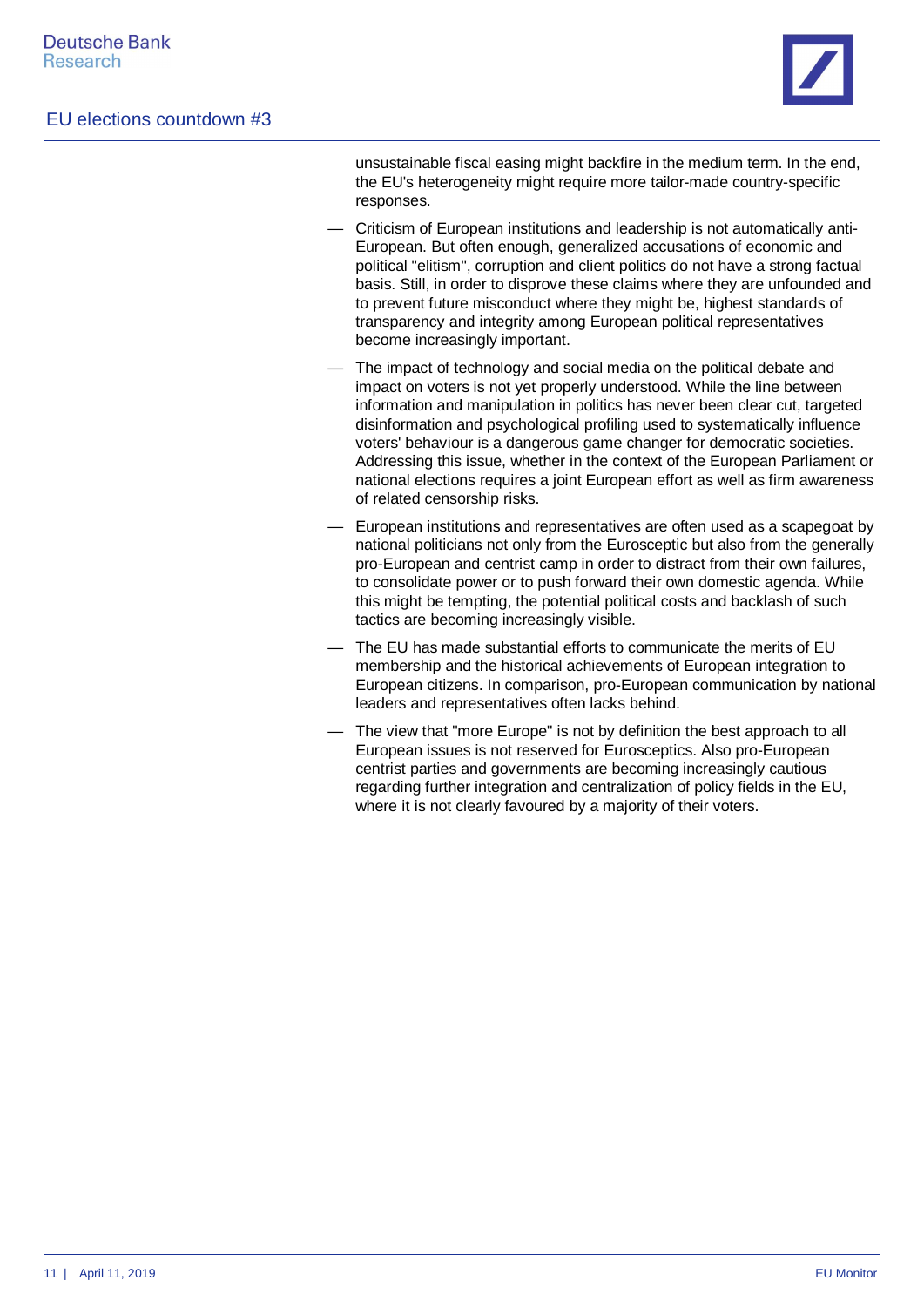unsustainable fiscal easing might backfire in the medium term. In the end, the EU's heterogeneity might require more tailor-made country-specific responses.

- Criticism of European institutions and leadership is not automatically anti-European. But often enough, generalized accusations of economic and political "elitism", corruption and client politics do not have a strong factual basis. Still, in order to disprove these claims where they are unfounded and to prevent future misconduct where they might be, highest standards of transparency and integrity among European political representatives become increasingly important.
- The impact of technology and social media on the political debate and impact on voters is not yet properly understood. While the line between information and manipulation in politics has never been clear cut, targeted disinformation and psychological profiling used to systematically influence voters' behaviour is a dangerous game changer for democratic societies. Addressing this issue, whether in the context of the European Parliament or national elections requires a joint European effort as well as firm awareness of related censorship risks.
- European institutions and representatives are often used as a scapegoat by national politicians not only from the Eurosceptic but also from the generally pro-European and centrist camp in order to distract from their own failures, to consolidate power or to push forward their own domestic agenda. While this might be tempting, the potential political costs and backlash of such tactics are becoming increasingly visible.
- The EU has made substantial efforts to communicate the merits of EU membership and the historical achievements of European integration to European citizens. In comparison, pro-European communication by national leaders and representatives often lacks behind.
- The view that "more Europe" is not by definition the best approach to all European issues is not reserved for Eurosceptics. Also pro-European centrist parties and governments are becoming increasingly cautious regarding further integration and centralization of policy fields in the EU, where it is not clearly favoured by a majority of their voters.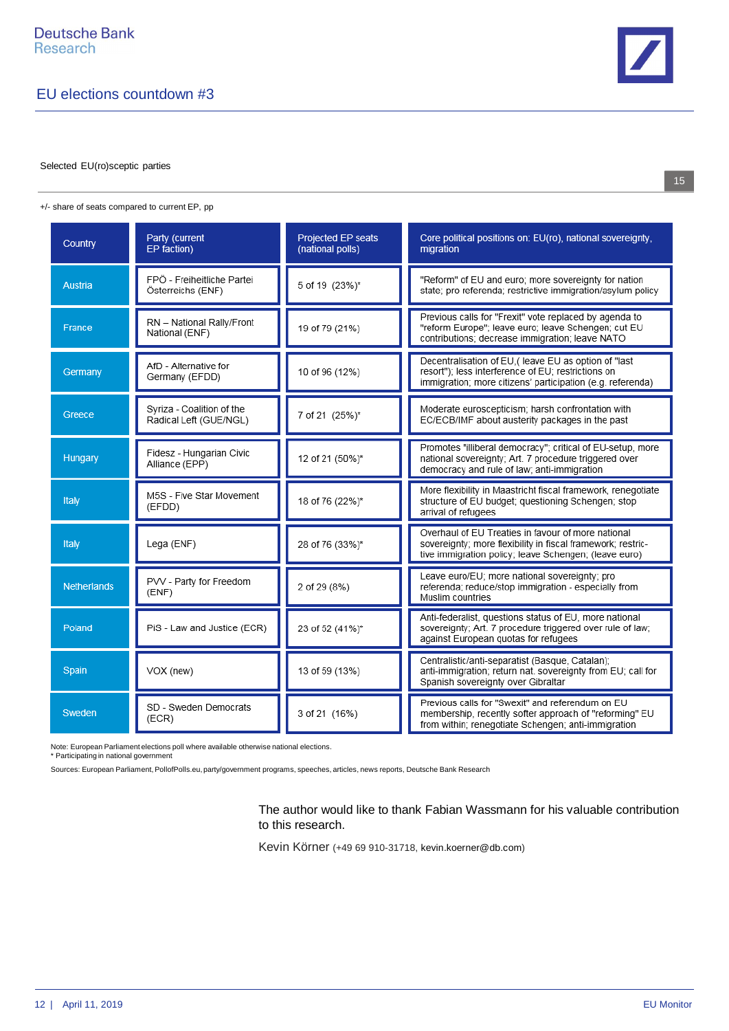Selected EU(ro)sceptic parties

15

+/- share of seats compared to current EP, pp

| Country | Party (current EP faction) | Projected EP seats (national polls) | Core political positions on: EU(ro), national sovereignty, migration |
|---|---|---|---|
| Austria | FPÖ - Freiheitliche Partei Österreichs (ENF) | 5 of 19 (23%)* | "Reform" of EU and euro; more sovereignty for nation state; pro referenda; restrictive immigration/asylum policy |
| France | RN – National Rally/Front National (ENF) | 19 of 79 (21%) | Previous calls for "Frexit" vote replaced by agenda to "reform Europe"; leave euro; leave Schengen; cut EU contributions; decrease immigration; leave NATO |
| Germany | AfD - Alternative for Germany (EFDD) | 10 of 96 (12%) | Decentralisation of EU,( leave EU as option of "last resort"); less interference of EU; restrictions on immigration; more citizens' participation (e.g. referenda) |
| Greece | Syriza - Coalition of the Radical Left (GUE/NGL) | 7 of 21 (25%)* | Moderate euroscepticism; harsh confrontation with EC/ECB/IMF about austerity packages in the past |
| Hungary | Fidesz - Hungarian Civic Alliance (EPP) | 12 of 21 (50%)* | Promotes "illiberal democracy"; critical of EU-setup, more national sovereignty; Art. 7 procedure triggered over democracy and rule of law; anti-immigration |
| Italy | M5S - Five Star Movement (EFDD) | 18 of 76 (22%)* | More flexibility in Maastricht fiscal framework, renegotiate structure of EU budget; questioning Schengen; stop arrival of refugees |
| Italy | Lega (ENF) | 28 of 76 (33%)* | Overhaul of EU Treaties in favour of more national sovereignty; more flexibility in fiscal framework; restrictive immigration policy; leave Schengen; (leave euro) |
| Netherlands | PVV - Party for Freedom (ENF) | 2 of 29 (8%) | Leave euro/EU; more national sovereignty; pro referenda; reduce/stop immigration - especially from Muslim countries |
| Poland | PiS - Law and Justice (ECR) | 23 of 52 (41%)* | Anti-federalist, questions status of EU, more national sovereignty; Art. 7 procedure triggered over rule of law; against European quotas for refugees |
| Spain | VOX (new) | 13 of 59 (13%) | Centralistic/anti-separatist (Basque, Catalan); anti-immigration; return nat. sovereignty from EU; call for Spanish sovereignty over Gibraltar |
| Sweden | SD - Sweden Democrats (ECR) | 3 of 21 (16%) | Previous calls for "Swexit" and referendum on EU membership, recently softer approach of "reforming" EU from within; renegotiate Schengen; anti-immigration |

Note: European Parliament elections poll where available otherwise national elections.
* Participating in national government

Sources: European Parliament, PollofPolls.eu, party/government programs, speeches, articles, news reports, Deutsche Bank Research

The author would like to thank Fabian Wassmann for his valuable contribution to this research.

Kevin Körner (+49 69 910-31718, kevin.koerner@db.com)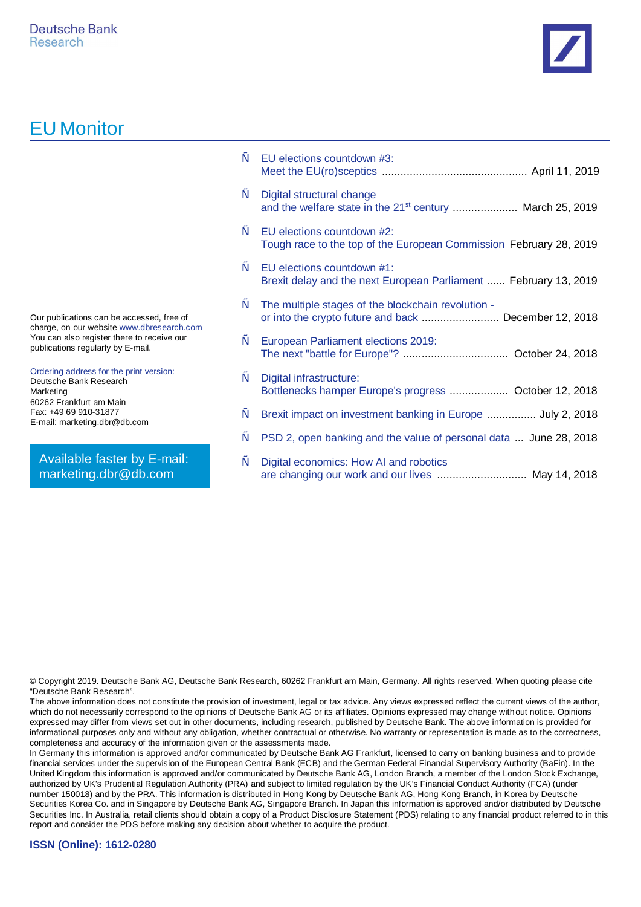Deutsche Bank
Research

# EU Monitor

- EU elections countdown #3:
  Meet the EU(ro)sceptics ................................................ April 11, 2019
- Digital structural change
  and the welfare state in the 21st century ..................... March 25, 2019
- EU elections countdown #2:
  Tough race to the top of the European Commission February 28, 2019
- EU elections countdown #1:
  Brexit delay and the next European Parliament ...... February 13, 2019
- The multiple stages of the blockchain revolution -
  or into the crypto future and back ......................... December 12, 2018
- European Parliament elections 2019:
  The next "battle for Europe"? ................................. October 24, 2018
- Digital infrastructure:
  Bottlenecks hamper Europe's progress ................... October 12, 2018
- Brexit impact on investment banking in Europe ................ July 2, 2018
- PSD 2, open banking and the value of personal data ... June 28, 2018
- Digital economics: How AI and robotics
  are changing our work and our lives ............................ May 14, 2018

Our publications can be accessed, free of charge, on our website www.dbresearch.com
You can also register there to receive our publications regularly by E-mail.

Ordering address for the print version:
Deutsche Bank Research
Marketing
60262 Frankfurt am Main
Fax: +49 69 910-31877
E-mail: marketing.dbr@db.com

Available faster by E-mail:
marketing.dbr@db.com

© Copyright 2019. Deutsche Bank AG, Deutsche Bank Research, 60262 Frankfurt am Main, Germany. All rights reserved. When quoting please cite "Deutsche Bank Research".
The above information does not constitute the provision of investment, legal or tax advice. Any views expressed reflect the current views of the author, which do not necessarily correspond to the opinions of Deutsche Bank AG or its affiliates. Opinions expressed may change without notice. Opinions expressed may differ from views set out in other documents, including research, published by Deutsche Bank. The above information is provided for informational purposes only and without any obligation, whether contractual or otherwise. No warranty or representation is made as to the correctness, completeness and accuracy of the information given or the assessments made.
In Germany this information is approved and/or communicated by Deutsche Bank AG Frankfurt, licensed to carry on banking business and to provide financial services under the supervision of the European Central Bank (ECB) and the German Federal Financial Supervisory Authority (BaFin). In the United Kingdom this information is approved and/or communicated by Deutsche Bank AG, London Branch, a member of the London Stock Exchange, authorized by UK's Prudential Regulation Authority (PRA) and subject to limited regulation by the UK's Financial Conduct Authority (FCA) (under number 150018) and by the PRA. This information is distributed in Hong Kong by Deutsche Bank AG, Hong Kong Branch, in Korea by Deutsche Securities Korea Co. and in Singapore by Deutsche Bank AG, Singapore Branch. In Japan this information is approved and/or distributed by Deutsche Securities Inc. In Australia, retail clients should obtain a copy of a Product Disclosure Statement (PDS) relating to any financial product referred to in this report and consider the PDS before making any decision about whether to acquire the product.

**ISSN (Online): 1612-0280**